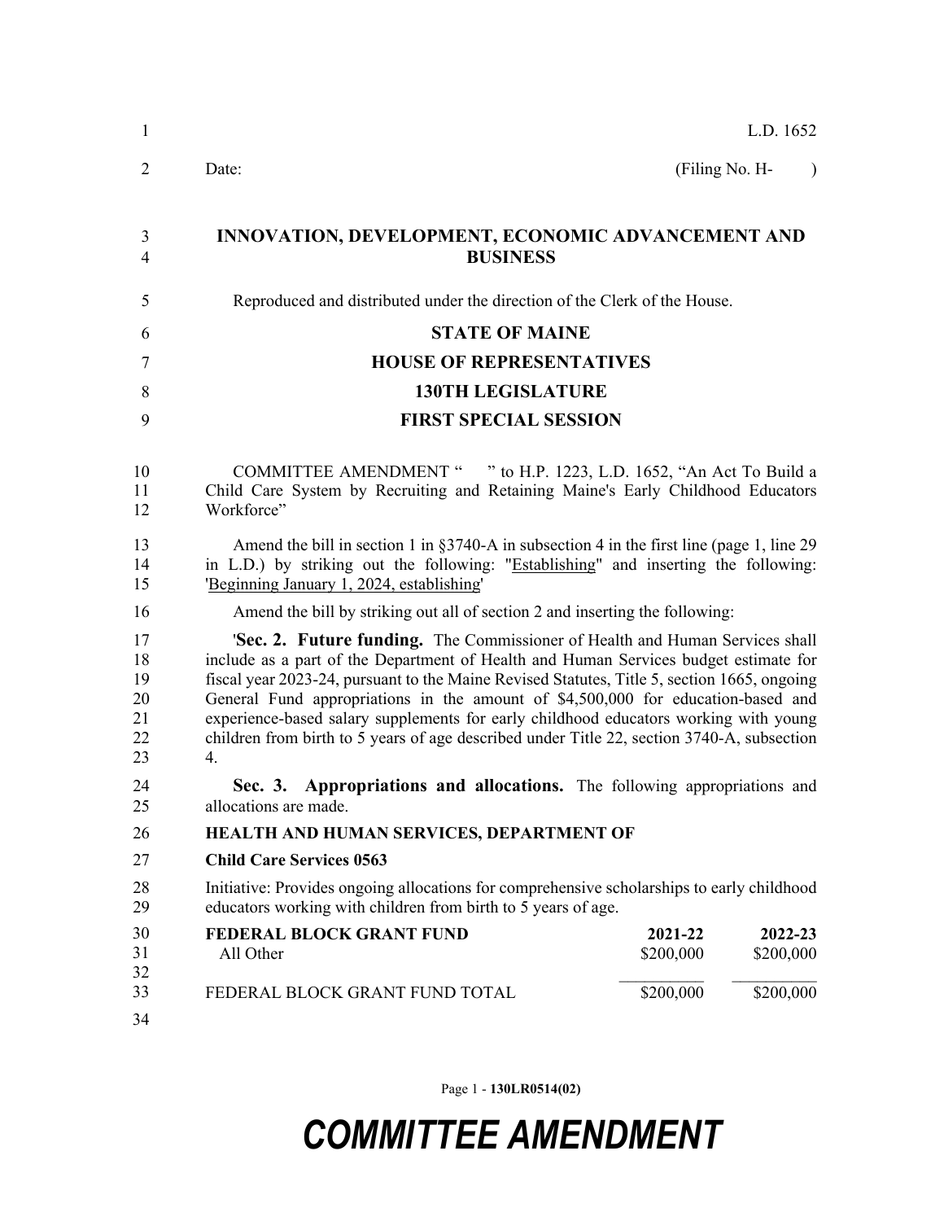L.D. 1652

Date: (Filing No. H- )

## INNOVATION, DEVELOPMENT, ECONOMIC ADVANCEMENT AND BUSINESS

Reproduced and distributed under the direction of the Clerk of the House.

## STATE OF MAINE
## HOUSE OF REPRESENTATIVES
## 130TH LEGISLATURE
## FIRST SPECIAL SESSION

COMMITTEE AMENDMENT " " to H.P. 1223, L.D. 1652, "An Act To Build a Child Care System by Recruiting and Retaining Maine's Early Childhood Educators Workforce"

Amend the bill in section 1 in §3740-A in subsection 4 in the first line (page 1, line 29 in L.D.) by striking out the following: "Establishing" and inserting the following: 'Beginning January 1, 2024, establishing'

Amend the bill by striking out all of section 2 and inserting the following:

'**Sec. 2. Future funding.** The Commissioner of Health and Human Services shall include as a part of the Department of Health and Human Services budget estimate for fiscal year 2023-24, pursuant to the Maine Revised Statutes, Title 5, section 1665, ongoing General Fund appropriations in the amount of $4,500,000 for education-based and experience-based salary supplements for early childhood educators working with young children from birth to 5 years of age described under Title 22, section 3740-A, subsection 4.

**Sec. 3. Appropriations and allocations.** The following appropriations and allocations are made.

**HEALTH AND HUMAN SERVICES, DEPARTMENT OF**

**Child Care Services 0563**

Initiative: Provides ongoing allocations for comprehensive scholarships to early childhood educators working with children from birth to 5 years of age.

| FEDERAL BLOCK GRANT FUND | 2021-22 | 2022-23 |
|---|---|---|
| All Other | $200,000 | $200,000 |
| FEDERAL BLOCK GRANT FUND TOTAL | $200,000 | $200,000 |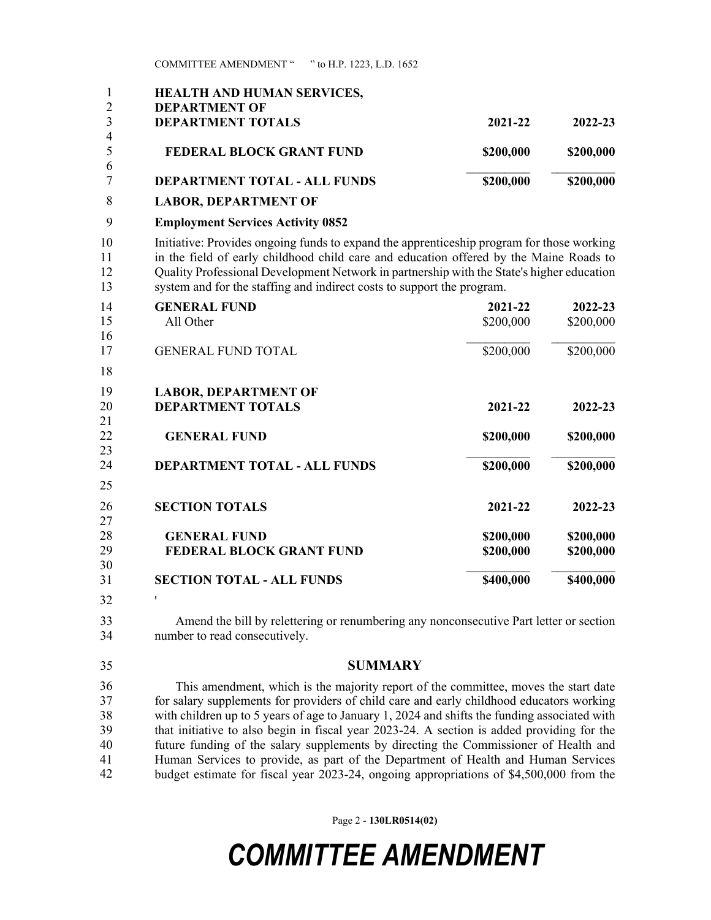**HEALTH AND HUMAN SERVICES, DEPARTMENT OF**

| DEPARTMENT TOTALS | 2021-22 | 2022-23 |
|---|---|---|
| FEDERAL BLOCK GRANT FUND | $200,000 | $200,000 |
| DEPARTMENT TOTAL - ALL FUNDS | $200,000 | $200,000 |

**LABOR, DEPARTMENT OF**

**Employment Services Activity 0852**

Initiative: Provides ongoing funds to expand the apprenticeship program for those working in the field of early childhood child care and education offered by the Maine Roads to Quality Professional Development Network in partnership with the State's higher education system and for the staffing and indirect costs to support the program.

| GENERAL FUND | 2021-22 | 2022-23 |
|---|---|---|
| All Other | $200,000 | $200,000 |
| GENERAL FUND TOTAL | $200,000 | $200,000 |

**LABOR, DEPARTMENT OF**

| DEPARTMENT TOTALS | 2021-22 | 2022-23 |
|---|---|---|
| GENERAL FUND | $200,000 | $200,000 |
| DEPARTMENT TOTAL - ALL FUNDS | $200,000 | $200,000 |

| SECTION TOTALS | 2021-22 | 2022-23 |
|---|---|---|
| GENERAL FUND | $200,000 | $200,000 |
| FEDERAL BLOCK GRANT FUND | $200,000 | $200,000 |
| SECTION TOTAL - ALL FUNDS | $400,000 | $400,000 |

'

Amend the bill by relettering or renumbering any nonconsecutive Part letter or section number to read consecutively.

## SUMMARY

This amendment, which is the majority report of the committee, moves the start date for salary supplements for providers of child care and early childhood educators working with children up to 5 years of age to January 1, 2024 and shifts the funding associated with that initiative to also begin in fiscal year 2023-24. A section is added providing for the future funding of the salary supplements by directing the Commissioner of Health and Human Services to provide, as part of the Department of Health and Human Services budget estimate for fiscal year 2023-24, ongoing appropriations of $4,500,000 from the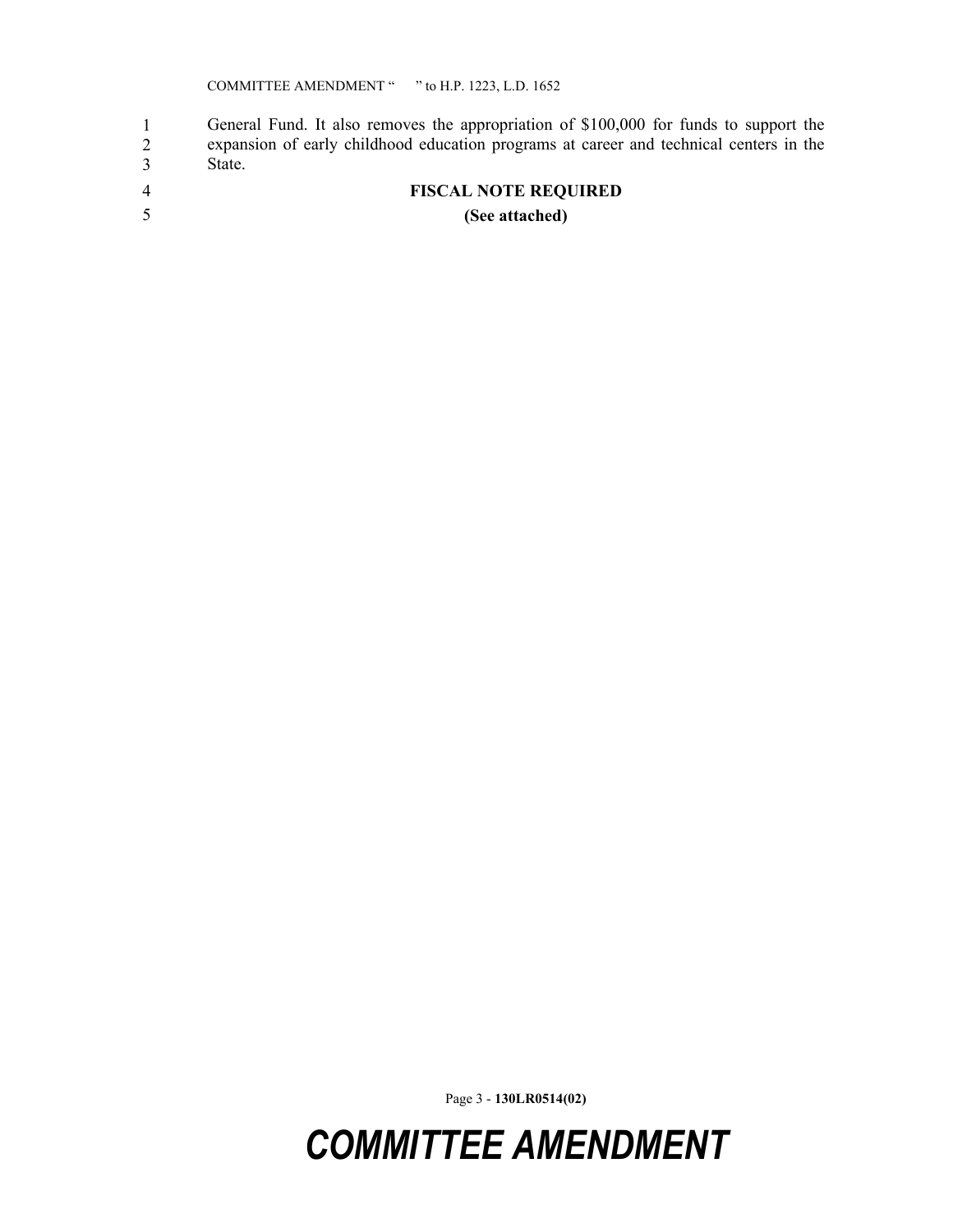General Fund. It also removes the appropriation of $100,000 for funds to support the expansion of early childhood education programs at career and technical centers in the State.

**FISCAL NOTE REQUIRED**

**(See attached)**